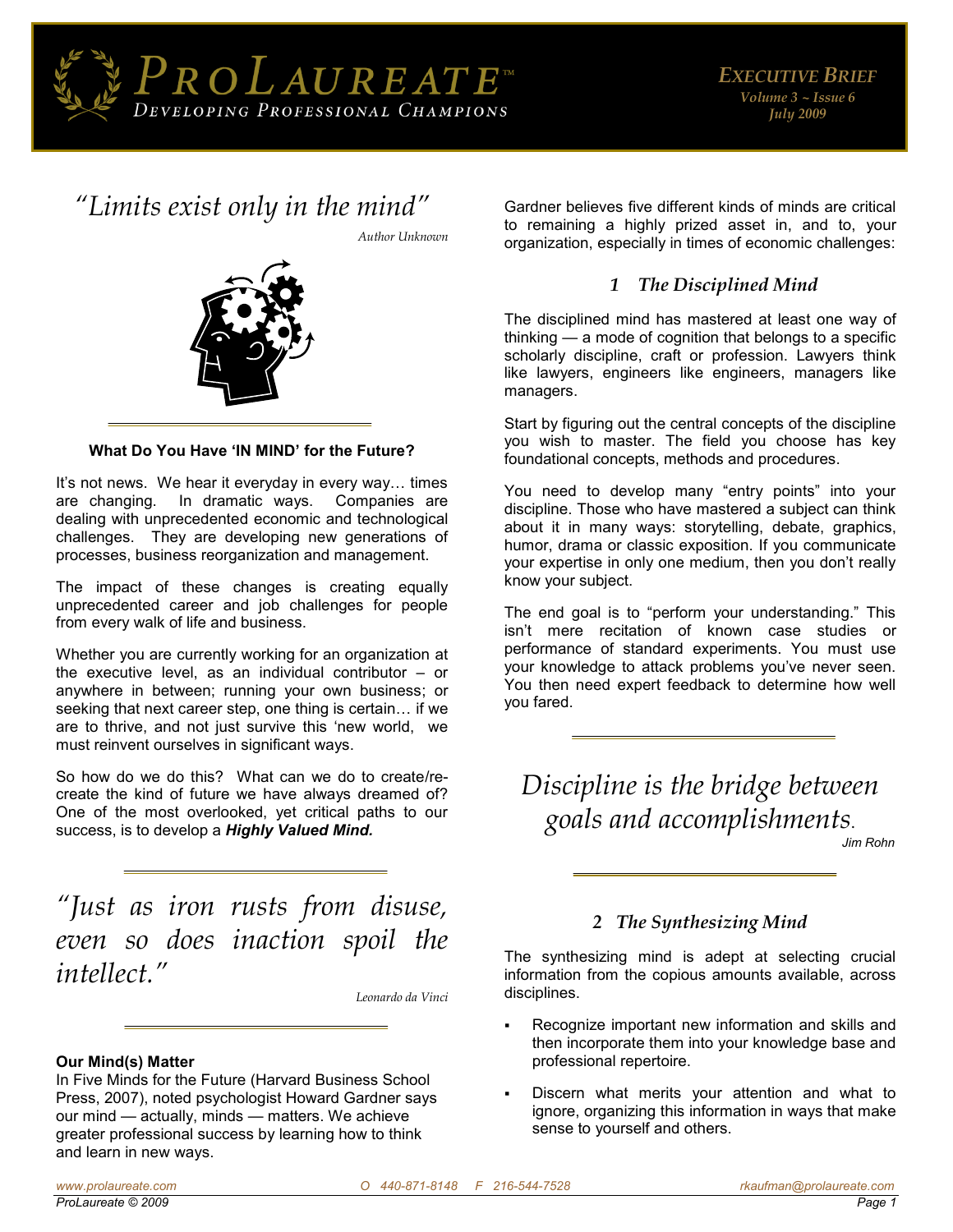# ProLaureate™

*Developing Professional Champions*

**Executive Brief**
*Volume 3 ~ Issue 6*
*July 2009*

*"Limits exist only in the mind"*

*Author Unknown*

**What Do You Have 'IN MIND' for the Future?**

It's not news. We hear it everyday in every way… times are changing. In dramatic ways. Companies are dealing with unprecedented economic and technological challenges. They are developing new generations of processes, business reorganization and management.

The impact of these changes is creating equally unprecedented career and job challenges for people from every walk of life and business.

Whether you are currently working for an organization at the executive level, as an individual contributor – or anywhere in between; running your own business; or seeking that next career step, one thing is certain… if we are to thrive, and not just survive this 'new world, we must reinvent ourselves in significant ways.

So how do we do this? What can we do to create/re-create the kind of future we have always dreamed of? One of the most overlooked, yet critical paths to our success, is to develop a ***Highly Valued Mind.***

*"Just as iron rusts from disuse, even so does inaction spoil the intellect."*

*Leonardo da Vinci*

**Our Mind(s) Matter**

In Five Minds for the Future (Harvard Business School Press, 2007), noted psychologist Howard Gardner says our mind — actually, minds — matters. We achieve greater professional success by learning how to think and learn in new ways.

Gardner believes five different kinds of minds are critical to remaining a highly prized asset in, and to, your organization, especially in times of economic challenges:

### 1 The Disciplined Mind

The disciplined mind has mastered at least one way of thinking — a mode of cognition that belongs to a specific scholarly discipline, craft or profession. Lawyers think like lawyers, engineers like engineers, managers like managers.

Start by figuring out the central concepts of the discipline you wish to master. The field you choose has key foundational concepts, methods and procedures.

You need to develop many "entry points" into your discipline. Those who have mastered a subject can think about it in many ways: storytelling, debate, graphics, humor, drama or classic exposition. If you communicate your expertise in only one medium, then you don't really know your subject.

The end goal is to "perform your understanding." This isn't mere recitation of known case studies or performance of standard experiments. You must use your knowledge to attack problems you've never seen. You then need expert feedback to determine how well you fared.

*Discipline is the bridge between goals and accomplishments.*

*Jim Rohn*

### 2 The Synthesizing Mind

The synthesizing mind is adept at selecting crucial information from the copious amounts available, across disciplines.

- Recognize important new information and skills and then incorporate them into your knowledge base and professional repertoire.
- Discern what merits your attention and what to ignore, organizing this information in ways that make sense to yourself and others.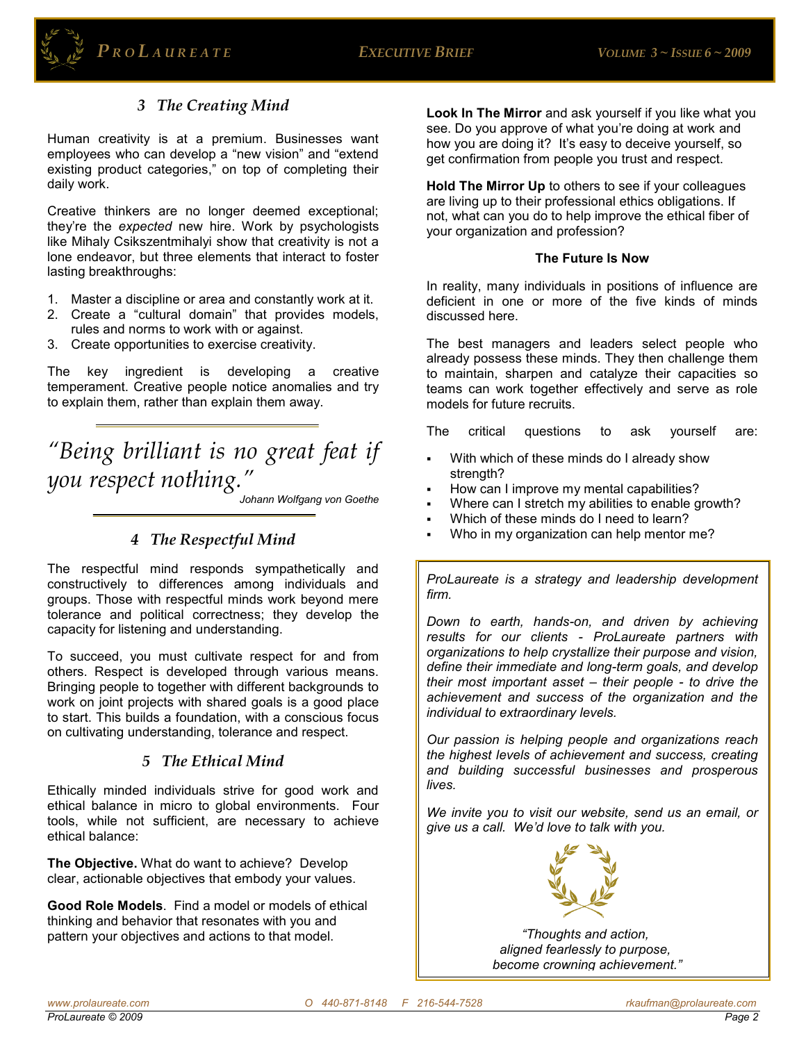## 3 The Creating Mind

Human creativity is at a premium. Businesses want employees who can develop a "new vision" and "extend existing product categories," on top of completing their daily work.

Creative thinkers are no longer deemed exceptional; they're the *expected* new hire. Work by psychologists like Mihaly Csikszentmihalyi show that creativity is not a lone endeavor, but three elements that interact to foster lasting breakthroughs:

1. Master a discipline or area and constantly work at it.
2. Create a "cultural domain" that provides models, rules and norms to work with or against.
3. Create opportunities to exercise creativity.

The key ingredient is developing a creative temperament. Creative people notice anomalies and try to explain them, rather than explain them away.

> *"Being brilliant is no great feat if you respect nothing."*
>
> Johann Wolfgang von Goethe

## 4 The Respectful Mind

The respectful mind responds sympathetically and constructively to differences among individuals and groups. Those with respectful minds work beyond mere tolerance and political correctness; they develop the capacity for listening and understanding.

To succeed, you must cultivate respect for and from others. Respect is developed through various means. Bringing people to together with different backgrounds to work on joint projects with shared goals is a good place to start. This builds a foundation, with a conscious focus on cultivating understanding, tolerance and respect.

## 5 The Ethical Mind

Ethically minded individuals strive for good work and ethical balance in micro to global environments. Four tools, while not sufficient, are necessary to achieve ethical balance:

**The Objective.** What do want to achieve? Develop clear, actionable objectives that embody your values.

**Good Role Models**. Find a model or models of ethical thinking and behavior that resonates with you and pattern your objectives and actions to that model.

**Look In The Mirror** and ask yourself if you like what you see. Do you approve of what you're doing at work and how you are doing it? It's easy to deceive yourself, so get confirmation from people you trust and respect.

**Hold The Mirror Up** to others to see if your colleagues are living up to their professional ethics obligations. If not, what can you do to help improve the ethical fiber of your organization and profession?

### The Future Is Now

In reality, many individuals in positions of influence are deficient in one or more of the five kinds of minds discussed here.

The best managers and leaders select people who already possess these minds. They then challenge them to maintain, sharpen and catalyze their capacities so teams can work together effectively and serve as role models for future recruits.

The critical questions to ask yourself are:

- With which of these minds do I already show strength?
- How can I improve my mental capabilities?
- Where can I stretch my abilities to enable growth?
- Which of these minds do I need to learn?
- Who in my organization can help mentor me?

*ProLaureate is a strategy and leadership development firm.*

*Down to earth, hands-on, and driven by achieving results for our clients - ProLaureate partners with organizations to help crystallize their purpose and vision, define their immediate and long-term goals, and develop their most important asset – their people - to drive the achievement and success of the organization and the individual to extraordinary levels.*

*Our passion is helping people and organizations reach the highest levels of achievement and success, creating and building successful businesses and prosperous lives.*

*We invite you to visit our website, send us an email, or give us a call. We'd love to talk with you.*

*"Thoughts and action, aligned fearlessly to purpose, become crowning achievement."*

*www.prolaureate.com* *O 440-871-8148 F 216-544-7528* *rkaufman@prolaureate.com*